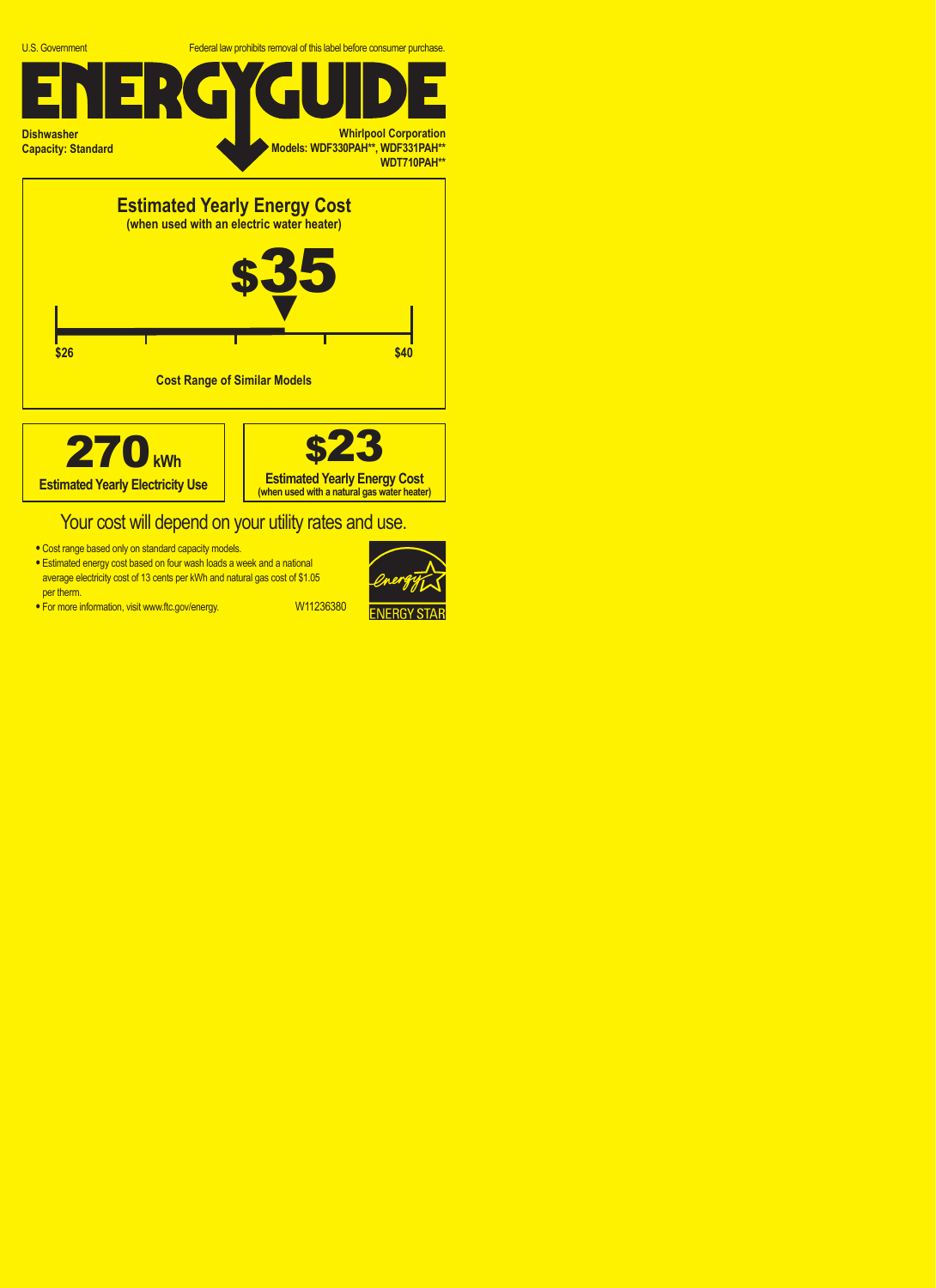U.S. Government

Federal law prohibits removal of this label before consumer purchase.

# ENERGYGUIDE

**Dishwasher**
**Capacity: Standard**

**Whirlpool Corporation**
**Models: WDF330PAH**, WDF331PAH****
**WDT710PAH****

## Estimated Yearly Energy Cost

**(when used with an electric water heater)**

# $35

**$26** — **$40**

**Cost Range of Similar Models**

# 270 kWh

**Estimated Yearly Electricity Use**

# $23

**Estimated Yearly Energy Cost**
**(when used with a natural gas water heater)**

Your cost will depend on your utility rates and use.

- Cost range based only on standard capacity models.
- Estimated energy cost based on four wash loads a week and a national average electricity cost of 13 cents per kWh and natural gas cost of $1.05 per therm.
- For more information, visit www.ftc.gov/energy.

W11236380

ENERGY STAR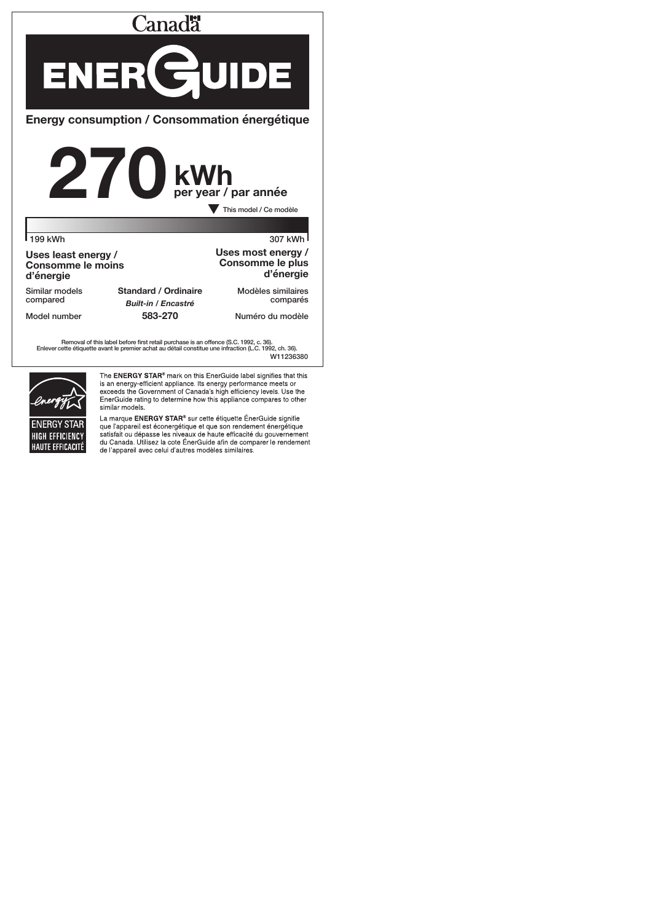Canada

# ENERGUIDE

**Energy consumption / Consommation énergétique**

# 270 kWh

**per year / par année**

This model / Ce modèle

199 kWh

307 kWh

**Uses least energy / Consomme le moins d'énergie**

**Uses most energy / Consomme le plus d'énergie**

| | | |
|---|---|---|
| Similar models compared | **Standard / Ordinaire** ***Built-in / Encastré*** | Modèles similaires comparés |
| Model number | **583-270** | Numéro du modèle |

Removal of this label before first retail purchase is an offence (S.C. 1992, c. 36).
Enlever cette étiquette avant le premier achat au détail constitue une infraction (L.C. 1992, ch. 36).

W11236380

ENERGY STAR
HIGH EFFICIENCY
HAUTE EFFICACITÉ

The **ENERGY STAR®** mark on this EnerGuide label signifies that this is an energy-efficient appliance. Its energy performance meets or exceeds the Government of Canada's high efficiency levels. Use the EnerGuide rating to determine how this appliance compares to other similar models.

La marque **ENERGY STAR®** sur cette étiquette ÉnerGuide signifie que l'appareil est éconergétique et que son rendement énergétique satisfait ou dépasse les niveaux de haute efficacité du gouvernement du Canada. Utilisez la cote ÉnerGuide afin de comparer le rendement de l'appareil avec celui d'autres modèles similaires.